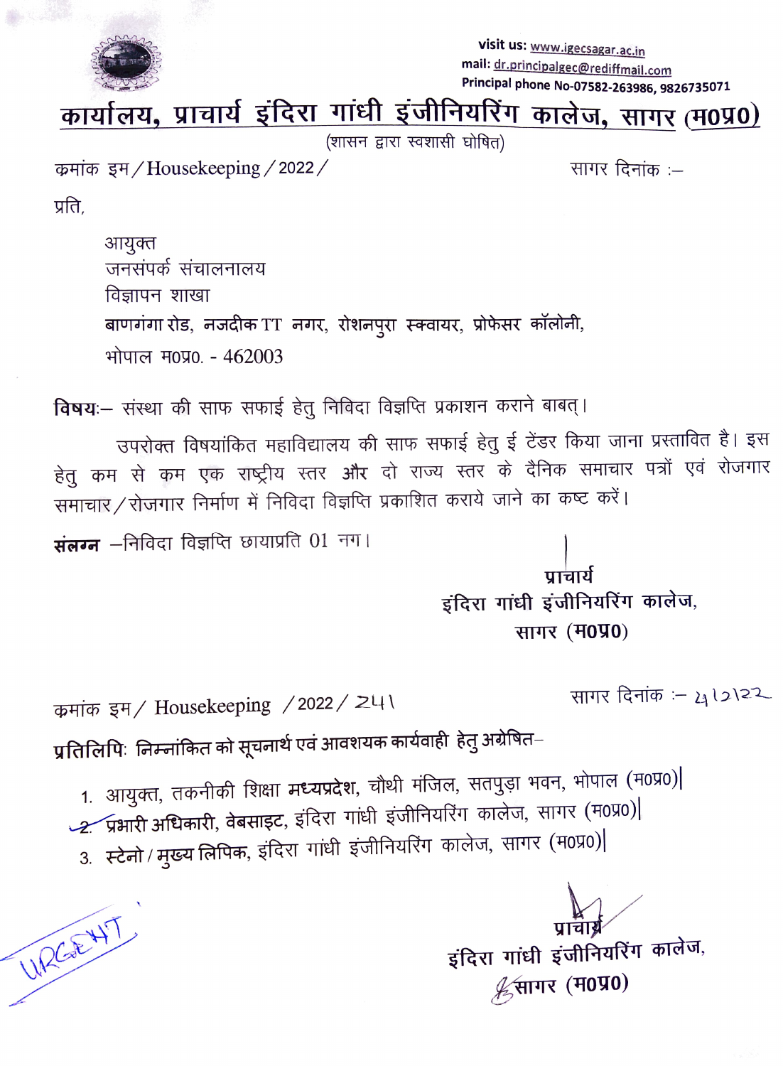visit us: www.igecsagar.ac.in
mail: dr.principalgec@rediffmail.com
Principal phone No-07582-263986, 9826735071

# कार्यालय, प्राचार्य इंदिरा गांधी इंजीनियरिंग कालेज, सागर (म0प्र0)

(शासन द्वारा स्वशासी घोषित)

क्रमांक इम / Housekeeping / 2022 / सागर दिनांक :–

प्रति,

आयुक्त
जनसंपर्क संचालनालय
विज्ञापन शाखा
**बाणगंगा रोड, नजदीक TT नगर, रोशनपुरा स्क्वायर, प्रोफेसर कॉलोनी,**
भोपाल म0प्र0. - 462003

**विषयः–** संस्था की साफ सफाई हेतु निविदा विज्ञप्ति प्रकाशन कराने बाबत्।

उपरोक्त विषयांकित महाविद्यालय की साफ सफाई हेतु ई टेंडर किया जाना प्रस्तावित है। इस हेतु कम से कम एक राष्ट्रीय स्तर और दो राज्य स्तर के दैनिक समाचार पत्रों एवं रोजगार समाचार/रोजगार निर्माण में निविदा विज्ञप्ति प्रकाशित कराये जाने का कष्ट करें।

**संलग्न** –निविदा विज्ञप्ति छायाप्रति 01 नग।

**प्राचार्य**
**इंदिरा गांधी इंजीनियरिंग कालेज,**
**सागर (म0प्र0)**

क्रमांक इम / Housekeeping / 2022 / 241 सागर दिनांक :– 21/2/22

**प्रतिलिपिः निम्नांकित को सूचनार्थ एवं आवशयक कार्यवाही हेतु अग्रेषित–**

1. आयुक्त, तकनीकी शिक्षा **मध्यप्रदेश**, चौथी मंजिल, सतपुड़ा भवन, भोपाल (म0प्र0)।
2. **प्रभारी अधिकारी, वेबसाइट**, इंदिरा गांधी इंजीनियरिंग कालेज, सागर (म0प्र0)।
3. **स्टेनो / मुख्य लिपिक**, इंदिरा गांधी इंजीनियरिंग कालेज, सागर (म0प्र0)।

URGENT

**प्राचार्य**
**इंदिरा गांधी इंजीनियरिंग कालेज,**
**सागर (म0प्र0)**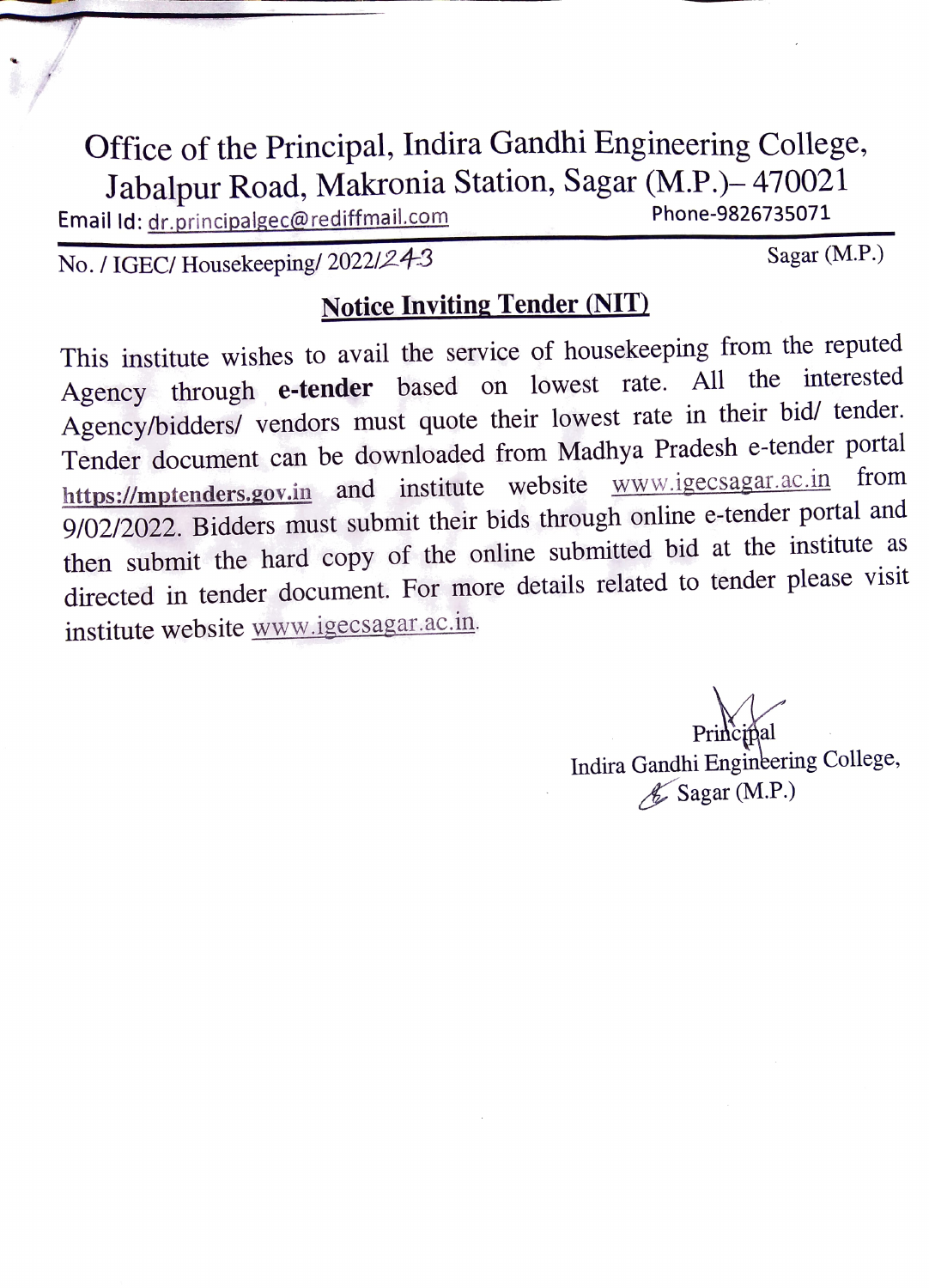# Office of the Principal, Indira Gandhi Engineering College, Jabalpur Road, Makronia Station, Sagar (M.P.)– 470021

Email Id: dr.principalgec@rediffmail.com Phone-9826735071

No. / IGEC/ Housekeeping/ 2022/243 Sagar (M.P.)

## Notice Inviting Tender (NIT)

This institute wishes to avail the service of housekeeping from the reputed Agency through **e-tender** based on lowest rate. All the interested Agency/bidders/ vendors must quote their lowest rate in their bid/ tender. Tender document can be downloaded from Madhya Pradesh e-tender portal **https://mptenders.gov.in** and institute website www.igecsagar.ac.in from 9/02/2022. Bidders must submit their bids through online e-tender portal and then submit the hard copy of the online submitted bid at the institute as directed in tender document. For more details related to tender please visit institute website www.igecsagar.ac.in.

Principal
Indira Gandhi Engineering College,
Sagar (M.P.)